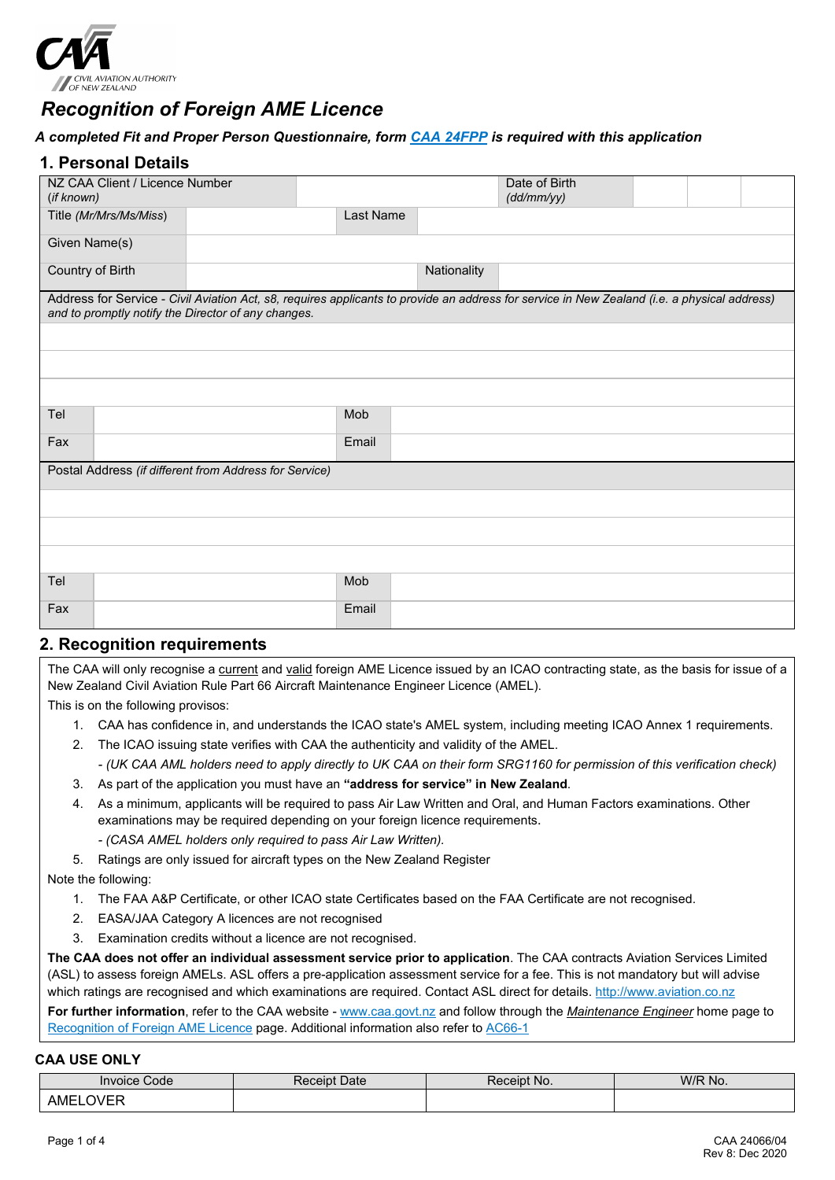CIVIL AVIATION AUTHORITY OF NEW ZEALAND

# *Recognition of Foreign AME Licence*

***A completed Fit and Proper Person Questionnaire, form [CAA 24FPP](CAA 24FPP) is required with this application***

## 1. Personal Details

| NZ CAA Client / Licence Number *(if known)* | | Date of Birth *(dd/mm/yy)* | | | |
|---|---|---|---|---|---|
| Title *(Mr/Mrs/Ms/Miss)* | | Last Name | | | |
| Given Name(s) | | | | | |
| Country of Birth | | Nationality | | | |

Address for Service - *Civil Aviation Act, s8, requires applicants to provide an address for service in New Zealand (i.e. a physical address) and to promptly notify the Director of any changes.*

| | | | |
|---|---|---|---|
| | | | |
| | | | |
| | | | |
| Tel | | Mob | |
| Fax | | Email | |

Postal Address *(if different from Address for Service)*

| | | | |
|---|---|---|---|
| | | | |
| | | | |
| | | | |
| Tel | | Mob | |
| Fax | | Email | |

## 2. Recognition requirements

The CAA will only recognise a current and valid foreign AME Licence issued by an ICAO contracting state, as the basis for issue of a New Zealand Civil Aviation Rule Part 66 Aircraft Maintenance Engineer Licence (AMEL).

This is on the following provisos:

1. CAA has confidence in, and understands the ICAO state's AMEL system, including meeting ICAO Annex 1 requirements.
2. The ICAO issuing state verifies with CAA the authenticity and validity of the AMEL.
   *- (UK CAA AML holders need to apply directly to UK CAA on their form SRG1160 for permission of this verification check)*
3. As part of the application you must have an **"address for service" in New Zealand**.
4. As a minimum, applicants will be required to pass Air Law Written and Oral, and Human Factors examinations. Other examinations may be required depending on your foreign licence requirements.
   *- (CASA AMEL holders only required to pass Air Law Written).*
5. Ratings are only issued for aircraft types on the New Zealand Register

Note the following:

1. The FAA A&P Certificate, or other ICAO state Certificates based on the FAA Certificate are not recognised.
2. EASA/JAA Category A licences are not recognised
3. Examination credits without a licence are not recognised.

**The CAA does not offer an individual assessment service prior to application**. The CAA contracts Aviation Services Limited (ASL) to assess foreign AMELs. ASL offers a pre-application assessment service for a fee. This is not mandatory but will advise which ratings are recognised and which examinations are required. Contact ASL direct for details. [http://www.aviation.co.nz](http://www.aviation.co.nz)

**For further information**, refer to the CAA website - [www.caa.govt.nz](www.caa.govt.nz) and follow through the *Maintenance Engineer* home page to [Recognition of Foreign AME Licence](Recognition of Foreign AME Licence) page. Additional information also refer to [AC66-1](AC66-1)

### CAA USE ONLY

| Invoice Code | Receipt Date | Receipt No. | W/R No. |
|---|---|---|---|
| AMELOVER | | | |

CAA 24066/04
Rev 8: Dec 2020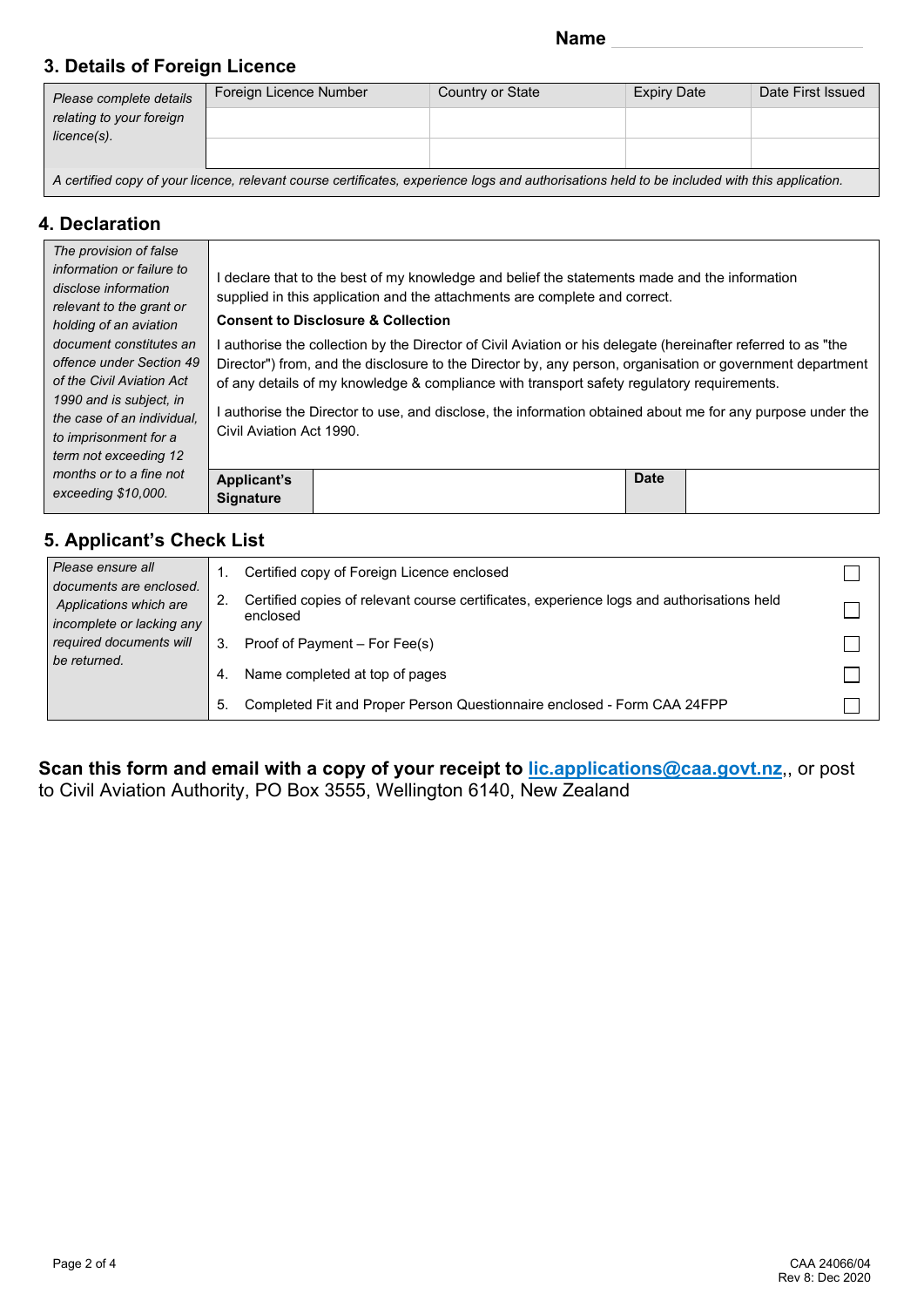**Name** ______________________________

## 3. Details of Foreign Licence

| *Please complete details relating to your foreign licence(s).* | Foreign Licence Number | Country or State | Expiry Date | Date First Issued |
|---|---|---|---|---|
| | | | | |
| | | | | |

*A certified copy of your licence, relevant course certificates, experience logs and authorisations held to be included with this application.*

## 4. Declaration

*The provision of false information or failure to disclose information relevant to the grant or holding of an aviation document constitutes an offence under Section 49 of the Civil Aviation Act 1990 and is subject, in the case of an individual, to imprisonment for a term not exceeding 12 months or to a fine not exceeding $10,000.*

I declare that to the best of my knowledge and belief the statements made and the information supplied in this application and the attachments are complete and correct.

**Consent to Disclosure & Collection**

I authorise the collection by the Director of Civil Aviation or his delegate (hereinafter referred to as "the Director") from, and the disclosure to the Director by, any person, organisation or government department of any details of my knowledge & compliance with transport safety regulatory requirements.

I authorise the Director to use, and disclose, the information obtained about me for any purpose under the Civil Aviation Act 1990.

| **Applicant's Signature** | | **Date** | |
|---|---|---|---|

## 5. Applicant's Check List

*Please ensure all documents are enclosed. Applications which are incomplete or lacking any required documents will be returned.*

| | | |
|---|---|---|
| 1. | Certified copy of Foreign Licence enclosed | ☐ |
| 2. | Certified copies of relevant course certificates, experience logs and authorisations held enclosed | ☐ |
| 3. | Proof of Payment – For Fee(s) | ☐ |
| 4. | Name completed at top of pages | ☐ |
| 5. | Completed Fit and Proper Person Questionnaire enclosed - Form CAA 24FPP | ☐ |

**Scan this form and email with a copy of your receipt to lic.applications@caa.govt.nz**,, or post to Civil Aviation Authority, PO Box 3555, Wellington 6140, New Zealand

CAA 24066/04
Rev 8: Dec 2020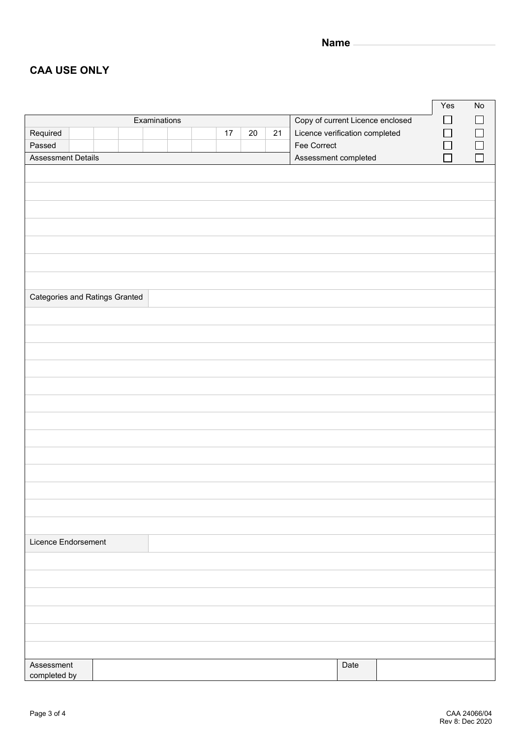Name \_\_\_\_\_\_\_\_\_\_\_\_\_\_\_\_\_\_\_\_

## CAA USE ONLY

| Examinations | | | | | | | | | | | Yes | No |
|---|---|---|---|---|---|---|---|---|---|---|---|---|
| Required | | | | | | | 17 | 20 | 21 | Copy of current Licence enclosed | ☐ | ☐ |
| Passed | | | | | | | | | | Licence verification completed | ☐ | ☐ |
| | | | | | | | | | | Fee Correct | ☐ | ☐ |
| Assessment Details | | | | | | | | | | Assessment completed | ☐ | ☐ |

| Categories and Ratings Granted | |
|---|---|
| | |

| Licence Endorsement | |
|---|---|
| | |

| Assessment completed by | | Date | |
|---|---|---|---|

CAA 24066/04
Rev 8: Dec 2020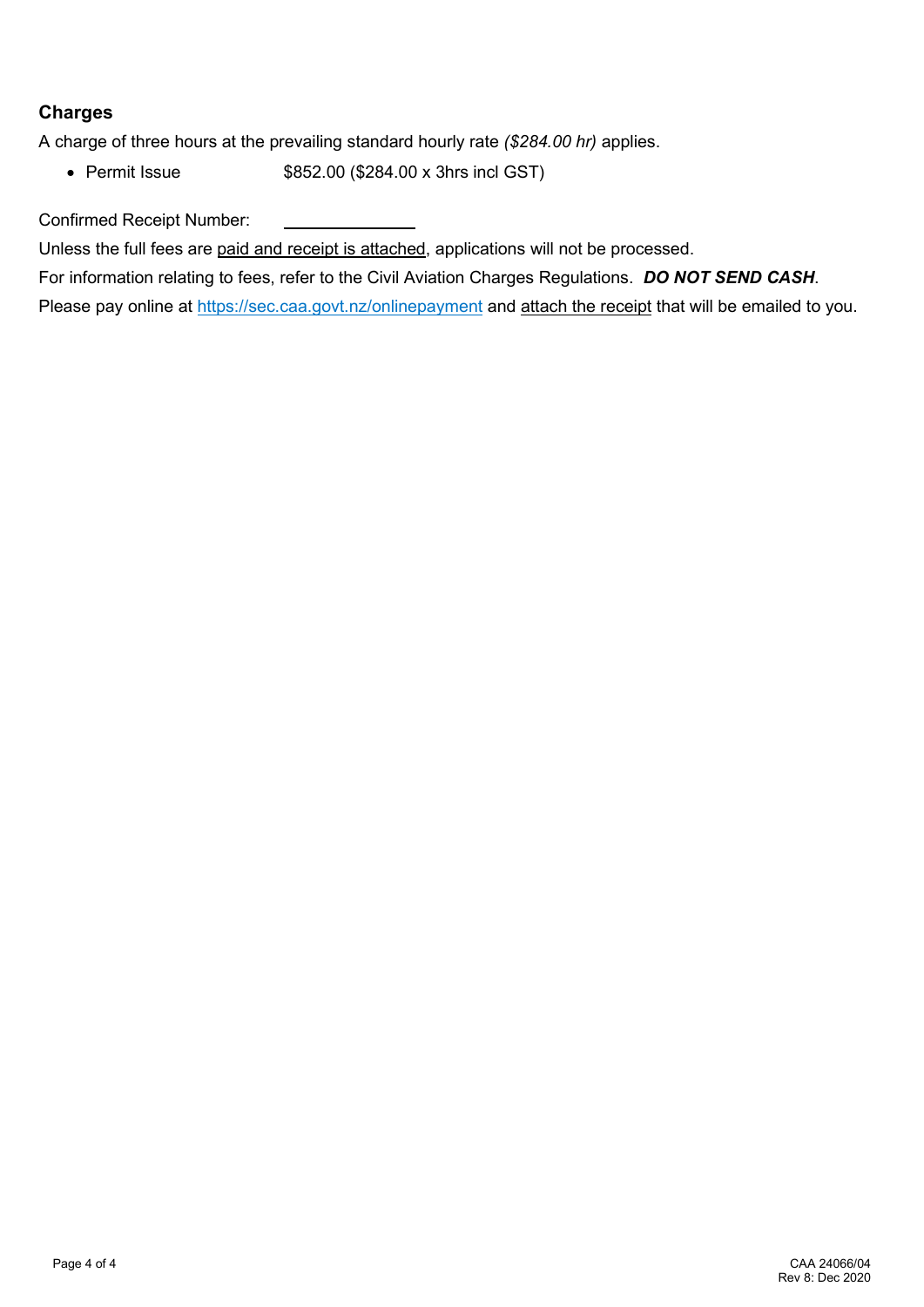## Charges

A charge of three hours at the prevailing standard hourly rate *($284.00 hr)* applies.

- Permit Issue $852.00 ($284.00 x 3hrs incl GST)

Confirmed Receipt Number: ______________

Unless the full fees are paid and receipt is attached, applications will not be processed.

For information relating to fees, refer to the Civil Aviation Charges Regulations. ***DO NOT SEND CASH***.

Please pay online at https://sec.caa.govt.nz/onlinepayment and attach the receipt that will be emailed to you.

CAA 24066/04
Rev 8: Dec 2020